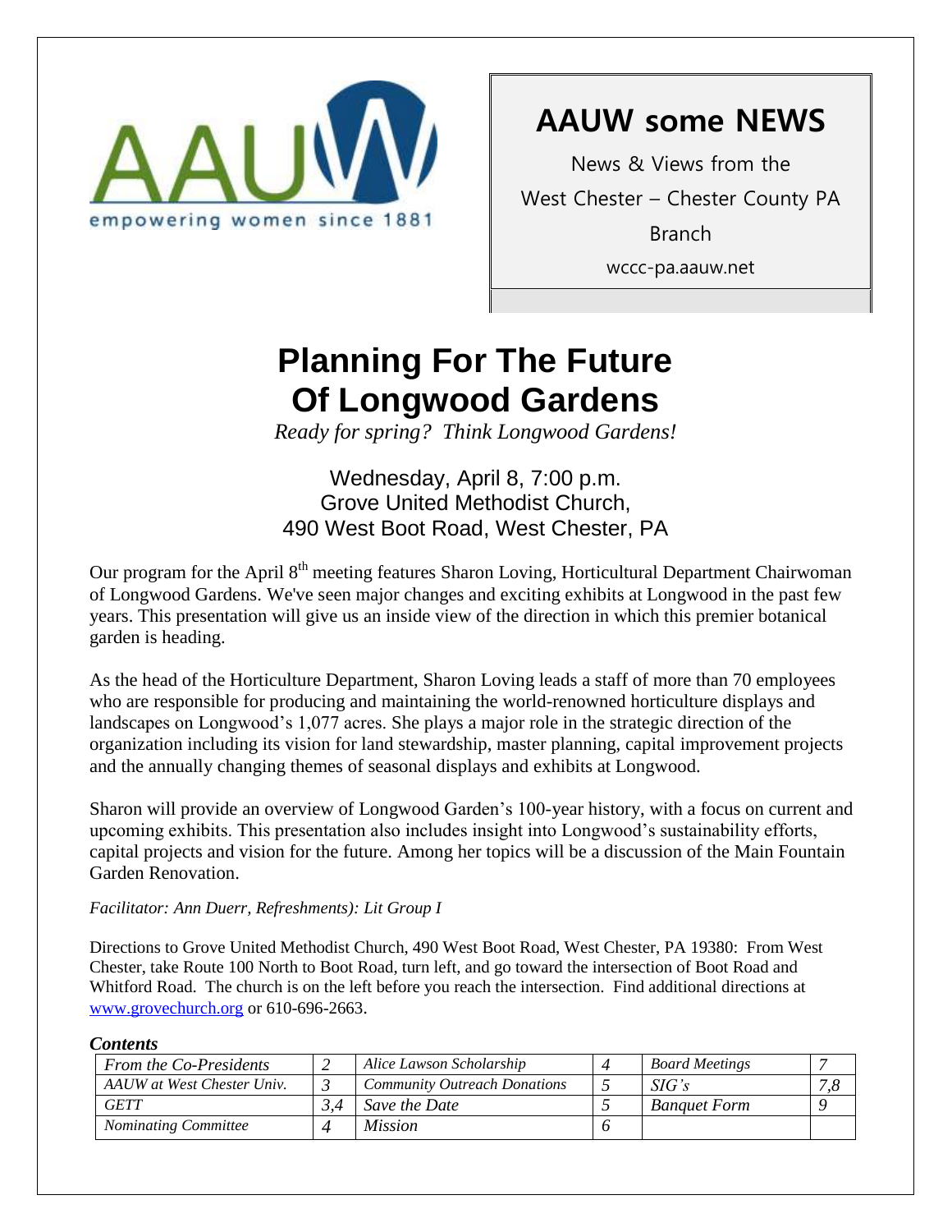AAUW
empowering women since 1881

# AAUW some NEWS

News & Views from the

West Chester – Chester County PA

Branch

wccc-pa.aauw.net

# Planning For The Future Of Longwood Gardens

*Ready for spring? Think Longwood Gardens!*

Wednesday, April 8, 7:00 p.m.
Grove United Methodist Church,
490 West Boot Road, West Chester, PA

Our program for the April 8th meeting features Sharon Loving, Horticultural Department Chairwoman of Longwood Gardens. We've seen major changes and exciting exhibits at Longwood in the past few years. This presentation will give us an inside view of the direction in which this premier botanical garden is heading.

As the head of the Horticulture Department, Sharon Loving leads a staff of more than 70 employees who are responsible for producing and maintaining the world-renowned horticulture displays and landscapes on Longwood's 1,077 acres. She plays a major role in the strategic direction of the organization including its vision for land stewardship, master planning, capital improvement projects and the annually changing themes of seasonal displays and exhibits at Longwood.

Sharon will provide an overview of Longwood Garden's 100-year history, with a focus on current and upcoming exhibits. This presentation also includes insight into Longwood's sustainability efforts, capital projects and vision for the future. Among her topics will be a discussion of the Main Fountain Garden Renovation.

*Facilitator: Ann Duerr, Refreshments): Lit Group I*

Directions to Grove United Methodist Church, 490 West Boot Road, West Chester, PA 19380: From West Chester, take Route 100 North to Boot Road, turn left, and go toward the intersection of Boot Road and Whitford Road. The church is on the left before you reach the intersection. Find additional directions at www.grovechurch.org or 610-696-2663.

***Contents***

| | | | | | |
|---|---|---|---|---|---|
| *From the Co-Presidents* | *2* | *Alice Lawson Scholarship* | *4* | *Board Meetings* | *7* |
| *AAUW at West Chester Univ.* | *3* | *Community Outreach Donations* | *5* | *SIG's* | *7,8* |
| *GETT* | *3,4* | *Save the Date* | *5* | *Banquet Form* | *9* |
| *Nominating Committee* | *4* | *Mission* | *6* | | |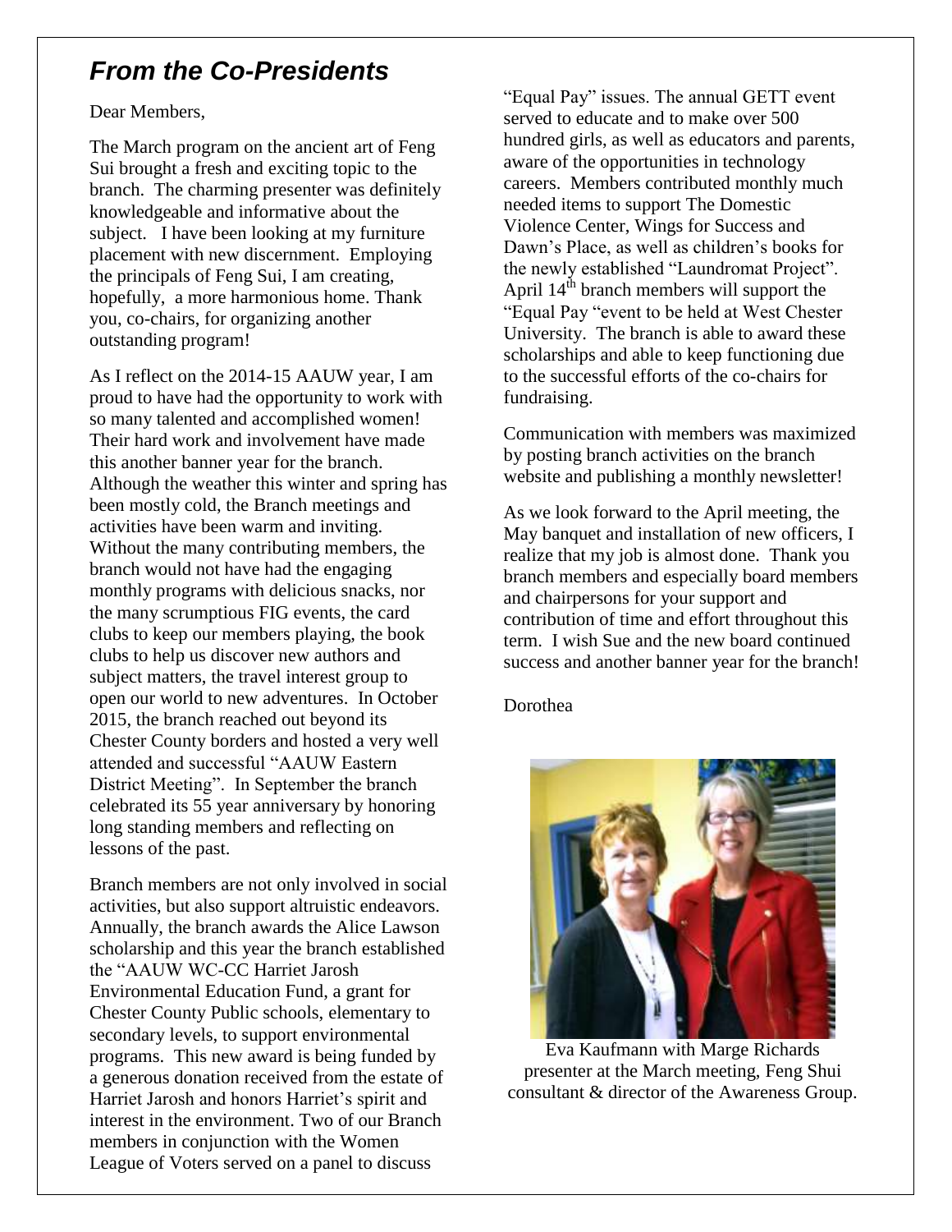## *From the Co-Presidents*

Dear Members,

The March program on the ancient art of Feng Sui brought a fresh and exciting topic to the branch. The charming presenter was definitely knowledgeable and informative about the subject. I have been looking at my furniture placement with new discernment. Employing the principals of Feng Sui, I am creating, hopefully, a more harmonious home. Thank you, co-chairs, for organizing another outstanding program!

As I reflect on the 2014-15 AAUW year, I am proud to have had the opportunity to work with so many talented and accomplished women! Their hard work and involvement have made this another banner year for the branch. Although the weather this winter and spring has been mostly cold, the Branch meetings and activities have been warm and inviting. Without the many contributing members, the branch would not have had the engaging monthly programs with delicious snacks, nor the many scrumptious FIG events, the card clubs to keep our members playing, the book clubs to help us discover new authors and subject matters, the travel interest group to open our world to new adventures. In October 2015, the branch reached out beyond its Chester County borders and hosted a very well attended and successful "AAUW Eastern District Meeting". In September the branch celebrated its 55 year anniversary by honoring long standing members and reflecting on lessons of the past.

Branch members are not only involved in social activities, but also support altruistic endeavors. Annually, the branch awards the Alice Lawson scholarship and this year the branch established the "AAUW WC-CC Harriet Jarosh Environmental Education Fund, a grant for Chester County Public schools, elementary to secondary levels, to support environmental programs. This new award is being funded by a generous donation received from the estate of Harriet Jarosh and honors Harriet's spirit and interest in the environment. Two of our Branch members in conjunction with the Women League of Voters served on a panel to discuss "Equal Pay" issues. The annual GETT event served to educate and to make over 500 hundred girls, as well as educators and parents, aware of the opportunities in technology careers. Members contributed monthly much needed items to support The Domestic Violence Center, Wings for Success and Dawn's Place, as well as children's books for the newly established "Laundromat Project". April 14th branch members will support the "Equal Pay "event to be held at West Chester University. The branch is able to award these scholarships and able to keep functioning due to the successful efforts of the co-chairs for fundraising.

Communication with members was maximized by posting branch activities on the branch website and publishing a monthly newsletter!

As we look forward to the April meeting, the May banquet and installation of new officers, I realize that my job is almost done. Thank you branch members and especially board members and chairpersons for your support and contribution of time and effort throughout this term. I wish Sue and the new board continued success and another banner year for the branch!

Dorothea

Eva Kaufmann with Marge Richards presenter at the March meeting, Feng Shui consultant & director of the Awareness Group.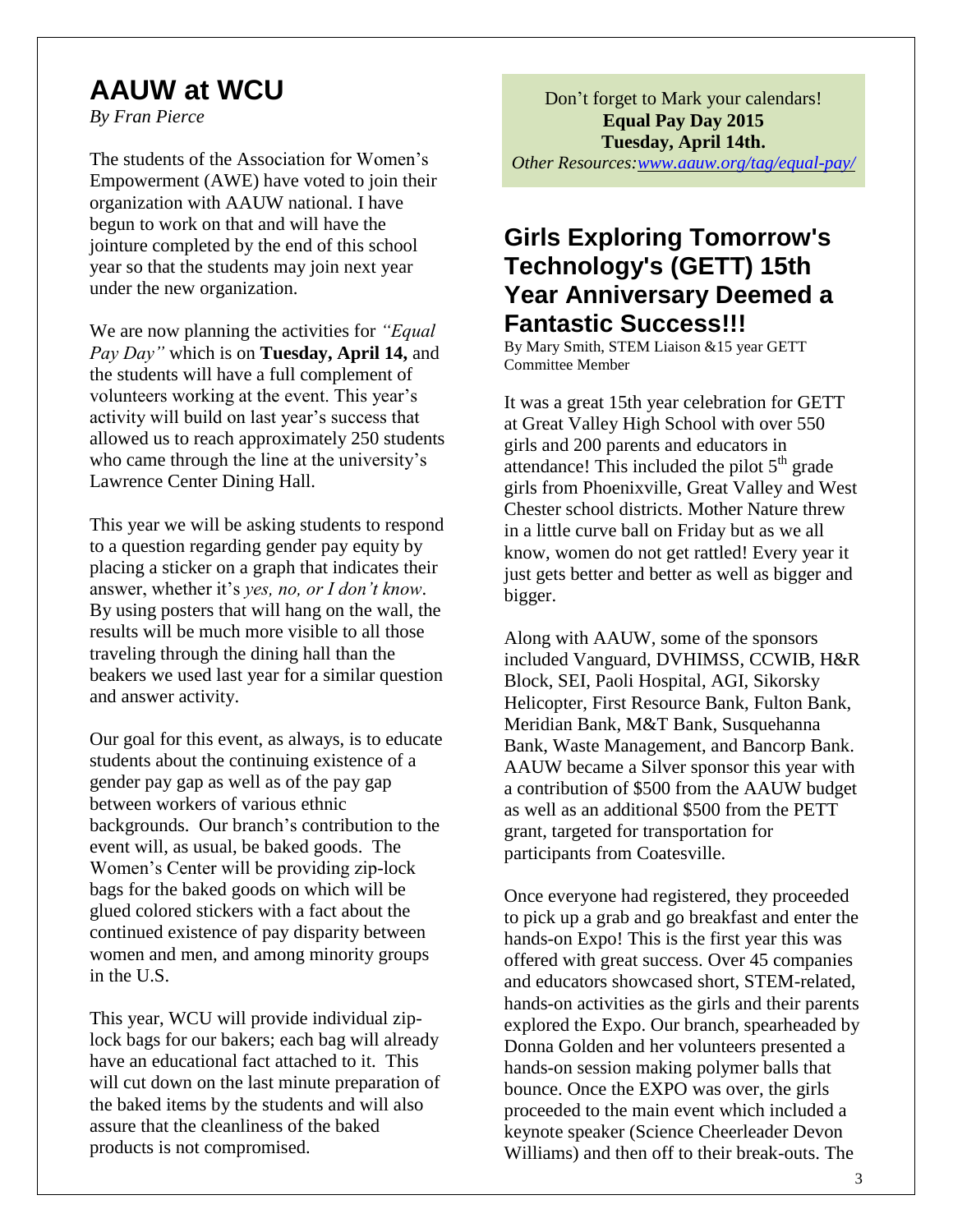# AAUW at WCU

*By Fran Pierce*

The students of the Association for Women's Empowerment (AWE) have voted to join their organization with AAUW national. I have begun to work on that and will have the jointure completed by the end of this school year so that the students may join next year under the new organization.

We are now planning the activities for *"Equal Pay Day"* which is on **Tuesday, April 14,** and the students will have a full complement of volunteers working at the event. This year's activity will build on last year's success that allowed us to reach approximately 250 students who came through the line at the university's Lawrence Center Dining Hall.

This year we will be asking students to respond to a question regarding gender pay equity by placing a sticker on a graph that indicates their answer, whether it's *yes, no, or I don't know*. By using posters that will hang on the wall, the results will be much more visible to all those traveling through the dining hall than the beakers we used last year for a similar question and answer activity.

Our goal for this event, as always, is to educate students about the continuing existence of a gender pay gap as well as of the pay gap between workers of various ethnic backgrounds. Our branch's contribution to the event will, as usual, be baked goods. The Women's Center will be providing zip-lock bags for the baked goods on which will be glued colored stickers with a fact about the continued existence of pay disparity between women and men, and among minority groups in the U.S.

This year, WCU will provide individual zip-lock bags for our bakers; each bag will already have an educational fact attached to it. This will cut down on the last minute preparation of the baked items by the students and will also assure that the cleanliness of the baked products is not compromised.

Don't forget to Mark your calendars!
**Equal Pay Day 2015**
**Tuesday, April 14th.**
*Other Resources:[www.aauw.org/tag/equal-pay/](www.aauw.org/tag/equal-pay/)*

## Girls Exploring Tomorrow's Technology's (GETT) 15th Year Anniversary Deemed a Fantastic Success!!!

By Mary Smith, STEM Liaison &15 year GETT Committee Member

It was a great 15th year celebration for GETT at Great Valley High School with over 550 girls and 200 parents and educators in attendance! This included the pilot 5th grade girls from Phoenixville, Great Valley and West Chester school districts. Mother Nature threw in a little curve ball on Friday but as we all know, women do not get rattled! Every year it just gets better and better as well as bigger and bigger.

Along with AAUW, some of the sponsors included Vanguard, DVHIMSS, CCWIB, H&R Block, SEI, Paoli Hospital, AGI, Sikorsky Helicopter, First Resource Bank, Fulton Bank, Meridian Bank, M&T Bank, Susquehanna Bank, Waste Management, and Bancorp Bank. AAUW became a Silver sponsor this year with a contribution of $500 from the AAUW budget as well as an additional $500 from the PETT grant, targeted for transportation for participants from Coatesville.

Once everyone had registered, they proceeded to pick up a grab and go breakfast and enter the hands-on Expo! This is the first year this was offered with great success. Over 45 companies and educators showcased short, STEM-related, hands-on activities as the girls and their parents explored the Expo. Our branch, spearheaded by Donna Golden and her volunteers presented a hands-on session making polymer balls that bounce. Once the EXPO was over, the girls proceeded to the main event which included a keynote speaker (Science Cheerleader Devon Williams) and then off to their break-outs. The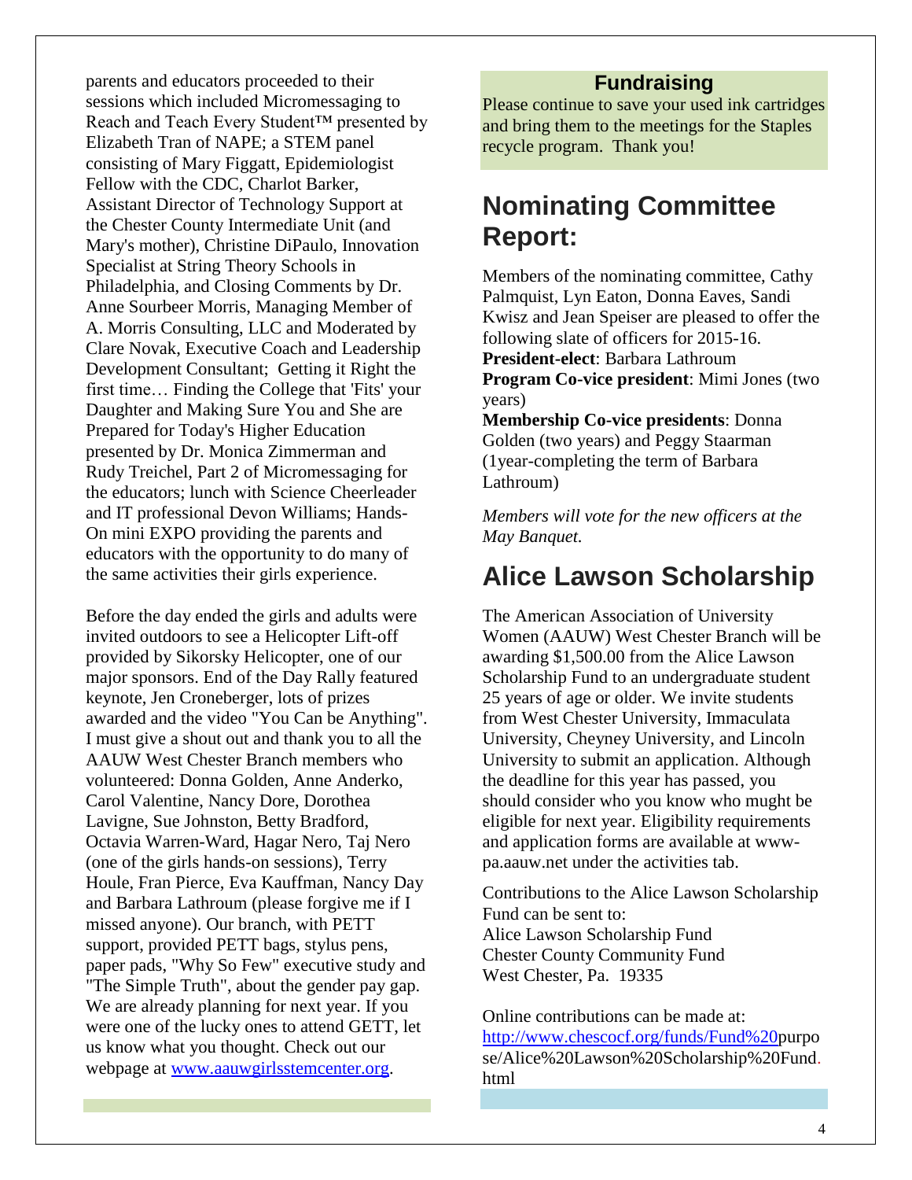parents and educators proceeded to their sessions which included Micromessaging to Reach and Teach Every Student™ presented by Elizabeth Tran of NAPE; a STEM panel consisting of Mary Figgatt, Epidemiologist Fellow with the CDC, Charlot Barker, Assistant Director of Technology Support at the Chester County Intermediate Unit (and Mary's mother), Christine DiPaulo, Innovation Specialist at String Theory Schools in Philadelphia, and Closing Comments by Dr. Anne Sourbeer Morris, Managing Member of A. Morris Consulting, LLC and Moderated by Clare Novak, Executive Coach and Leadership Development Consultant; Getting it Right the first time… Finding the College that 'Fits' your Daughter and Making Sure You and She are Prepared for Today's Higher Education presented by Dr. Monica Zimmerman and Rudy Treichel, Part 2 of Micromessaging for the educators; lunch with Science Cheerleader and IT professional Devon Williams; Hands-On mini EXPO providing the parents and educators with the opportunity to do many of the same activities their girls experience.

Before the day ended the girls and adults were invited outdoors to see a Helicopter Lift-off provided by Sikorsky Helicopter, one of our major sponsors. End of the Day Rally featured keynote, Jen Croneberger, lots of prizes awarded and the video "You Can be Anything". I must give a shout out and thank you to all the AAUW West Chester Branch members who volunteered: Donna Golden, Anne Anderko, Carol Valentine, Nancy Dore, Dorothea Lavigne, Sue Johnston, Betty Bradford, Octavia Warren-Ward, Hagar Nero, Taj Nero (one of the girls hands-on sessions), Terry Houle, Fran Pierce, Eva Kauffman, Nancy Day and Barbara Lathroum (please forgive me if I missed anyone). Our branch, with PETT support, provided PETT bags, stylus pens, paper pads, "Why So Few" executive study and "The Simple Truth", about the gender pay gap. We are already planning for next year. If you were one of the lucky ones to attend GETT, let us know what you thought. Check out our webpage at www.aauwgirlsstemcenter.org.

### Fundraising

Please continue to save your used ink cartridges and bring them to the meetings for the Staples recycle program. Thank you!

## Nominating Committee Report:

Members of the nominating committee, Cathy Palmquist, Lyn Eaton, Donna Eaves, Sandi Kwisz and Jean Speiser are pleased to offer the following slate of officers for 2015-16.

**President-elect**: Barbara Lathroum

**Program Co-vice president**: Mimi Jones (two years)

**Membership Co-vice presidents**: Donna Golden (two years) and Peggy Staarman (1year-completing the term of Barbara Lathroum)

*Members will vote for the new officers at the May Banquet.*

## Alice Lawson Scholarship

The American Association of University Women (AAUW) West Chester Branch will be awarding $1,500.00 from the Alice Lawson Scholarship Fund to an undergraduate student 25 years of age or older. We invite students from West Chester University, Immaculata University, Cheyney University, and Lincoln University to submit an application. Although the deadline for this year has passed, you should consider who you know who mught be eligible for next year. Eligibility requirements and application forms are available at www-pa.aauw.net under the activities tab.

Contributions to the Alice Lawson Scholarship Fund can be sent to:
Alice Lawson Scholarship Fund
Chester County Community Fund
West Chester, Pa. 19335

Online contributions can be made at:
http://www.chescocf.org/funds/Fund%20purpose/Alice%20Lawson%20Scholarship%20Fund.html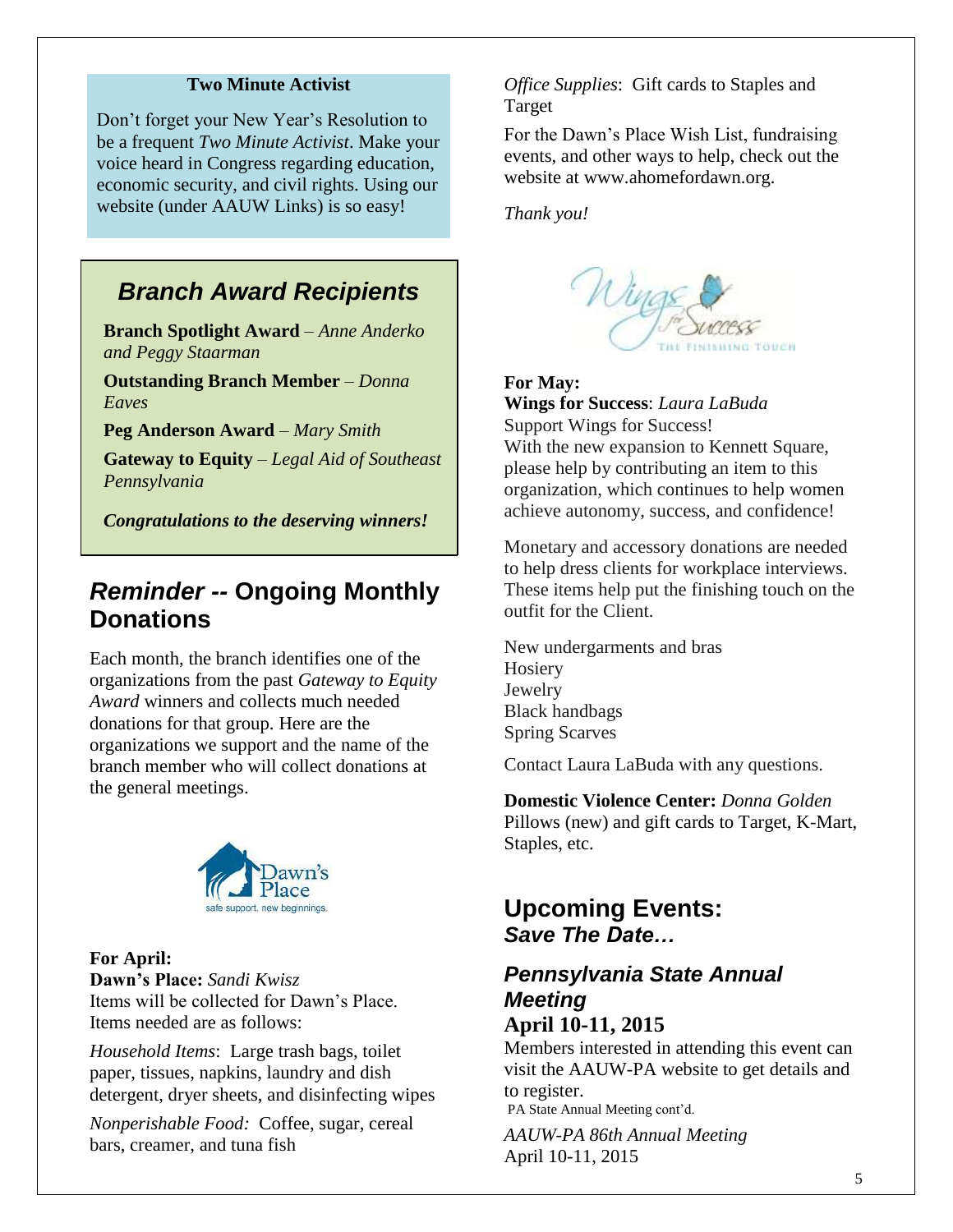**Two Minute Activist**

Don't forget your New Year's Resolution to be a frequent *Two Minute Activist*. Make your voice heard in Congress regarding education, economic security, and civil rights. Using our website (under AAUW Links) is so easy!

## *Branch Award Recipients*

**Branch Spotlight Award** – *Anne Anderko and Peggy Staarman*

**Outstanding Branch Member** – *Donna Eaves*

**Peg Anderson Award** – *Mary Smith*

**Gateway to Equity** – *Legal Aid of Southeast Pennsylvania*

***Congratulations to the deserving winners!***

## *Reminder --* Ongoing Monthly Donations

Each month, the branch identifies one of the organizations from the past *Gateway to Equity Award* winners and collects much needed donations for that group. Here are the organizations we support and the name of the branch member who will collect donations at the general meetings.

**For April:**
**Dawn's Place:** *Sandi Kwisz*
Items will be collected for Dawn's Place. Items needed are as follows:

*Household Items*: Large trash bags, toilet paper, tissues, napkins, laundry and dish detergent, dryer sheets, and disinfecting wipes

*Nonperishable Food:* Coffee, sugar, cereal bars, creamer, and tuna fish

*Office Supplies*: Gift cards to Staples and Target

For the Dawn's Place Wish List, fundraising events, and other ways to help, check out the website at www.ahomefordawn.org.

*Thank you!*

**For May:**
**Wings for Success**: *Laura LaBuda*
Support Wings for Success!
With the new expansion to Kennett Square, please help by contributing an item to this organization, which continues to help women achieve autonomy, success, and confidence!

Monetary and accessory donations are needed to help dress clients for workplace interviews. These items help put the finishing touch on the outfit for the Client.

New undergarments and bras
Hosiery
Jewelry
Black handbags
Spring Scarves

Contact Laura LaBuda with any questions.

**Domestic Violence Center:** *Donna Golden*
Pillows (new) and gift cards to Target, K-Mart, Staples, etc.

## Upcoming Events:
## *Save The Date…*

### *Pennsylvania State Annual Meeting*
### April 10-11, 2015

Members interested in attending this event can visit the AAUW-PA website to get details and to register.

PA State Annual Meeting cont'd.

*AAUW-PA 86th Annual Meeting*
April 10-11, 2015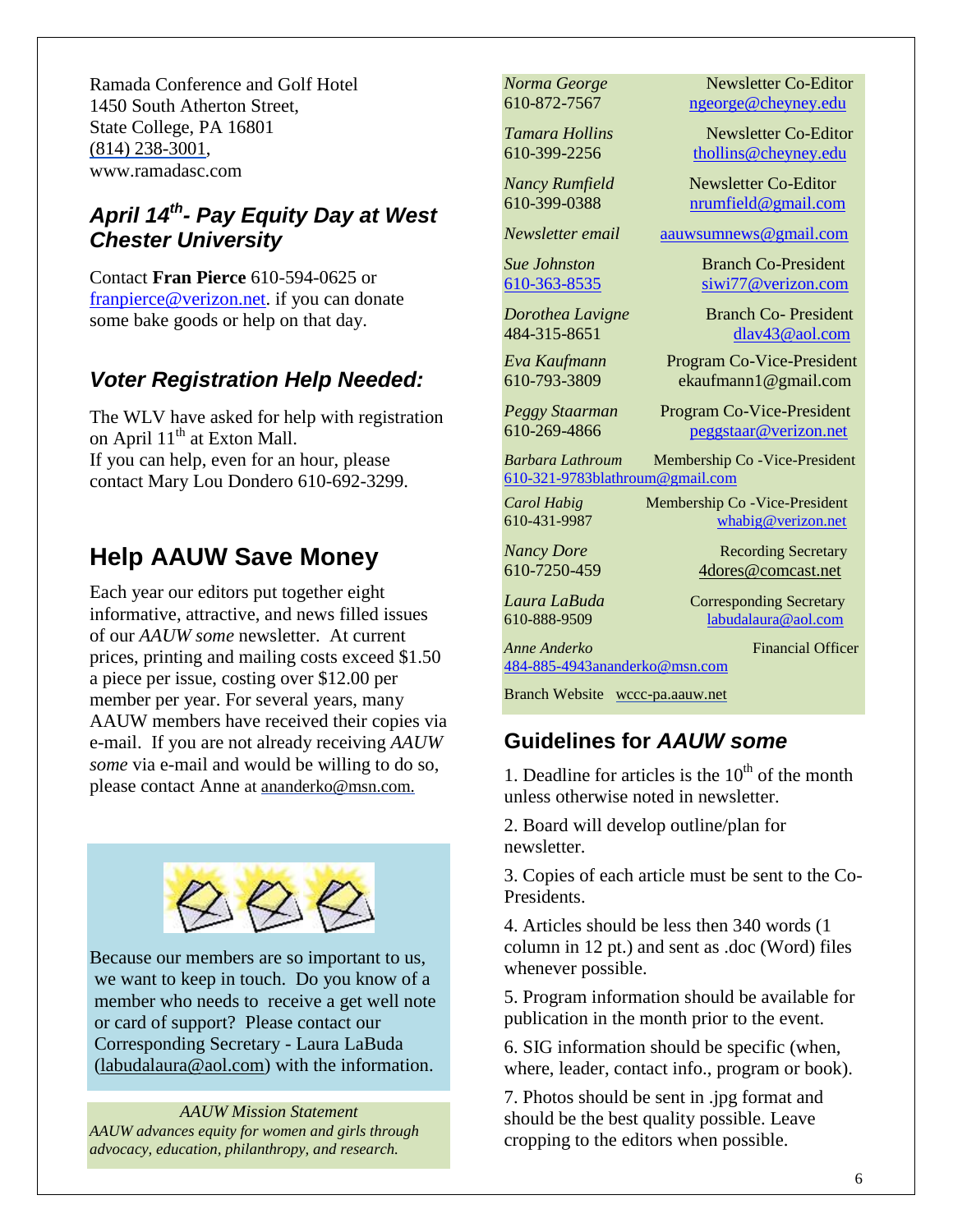Ramada Conference and Golf Hotel
1450 South Atherton Street,
State College, PA 16801
(814) 238-3001,
www.ramadasc.com

### *April 14th- Pay Equity Day at West Chester University*

Contact **Fran Pierce** 610-594-0625 or franpierce@verizon.net. if you can donate some bake goods or help on that day.

### *Voter Registration Help Needed:*

The WLV have asked for help with registration on April 11th at Exton Mall.
If you can help, even for an hour, please contact Mary Lou Dondero 610-692-3299.

## Help AAUW Save Money

Each year our editors put together eight informative, attractive, and news filled issues of our *AAUW some* newsletter. At current prices, printing and mailing costs exceed $1.50 a piece per issue, costing over $12.00 per member per year. For several years, many AAUW members have received their copies via e-mail. If you are not already receiving *AAUW some* via e-mail and would be willing to do so, please contact Anne at ananderko@msn.com.

Because our members are so important to us, we want to keep in touch. Do you know of a member who needs to receive a get well note or card of support? Please contact our Corresponding Secretary - Laura LaBuda (labudalaura@aol.com) with the information.

*AAUW Mission Statement*
*AAUW advances equity for women and girls through advocacy, education, philanthropy, and research.*

| | |
|---|---|
| *Norma George* 610-872-7567 | Newsletter Co-Editor ngeorge@cheyney.edu |
| *Tamara Hollins* 610-399-2256 | Newsletter Co-Editor thollins@cheyney.edu |
| *Nancy Rumfield* 610-399-0388 | Newsletter Co-Editor nrumfield@gmail.com |
| *Newsletter email* | aauwsumnews@gmail.com |
| *Sue Johnston* 610-363-8535 | Branch Co-President siwi77@verizon.com |
| *Dorothea Lavigne* 484-315-8651 | Branch Co- President dlav43@aol.com |
| *Eva Kaufmann* 610-793-3809 | Program Co-Vice-President ekaufmann1@gmail.com |
| *Peggy Staarman* 610-269-4866 | Program Co-Vice-President peggstaar@verizon.net |
| *Barbara Lathroum* 610-321-9783blathroum@gmail.com | Membership Co -Vice-President |
| *Carol Habig* 610-431-9987 | Membership Co -Vice-President whabig@verizon.net |
| *Nancy Dore* 610-7250-459 | Recording Secretary 4dores@comcast.net |
| *Laura LaBuda* 610-888-9509 | Corresponding Secretary labudalaura@aol.com |
| *Anne Anderko* 484-885-4943ananderko@msn.com | Financial Officer |
| Branch Website | wccc-pa.aauw.net |

## Guidelines for *AAUW some*

1. Deadline for articles is the 10th of the month unless otherwise noted in newsletter.

2. Board will develop outline/plan for newsletter.

3. Copies of each article must be sent to the Co-Presidents.

4. Articles should be less then 340 words (1 column in 12 pt.) and sent as .doc (Word) files whenever possible.

5. Program information should be available for publication in the month prior to the event.

6. SIG information should be specific (when, where, leader, contact info., program or book).

7. Photos should be sent in .jpg format and should be the best quality possible. Leave cropping to the editors when possible.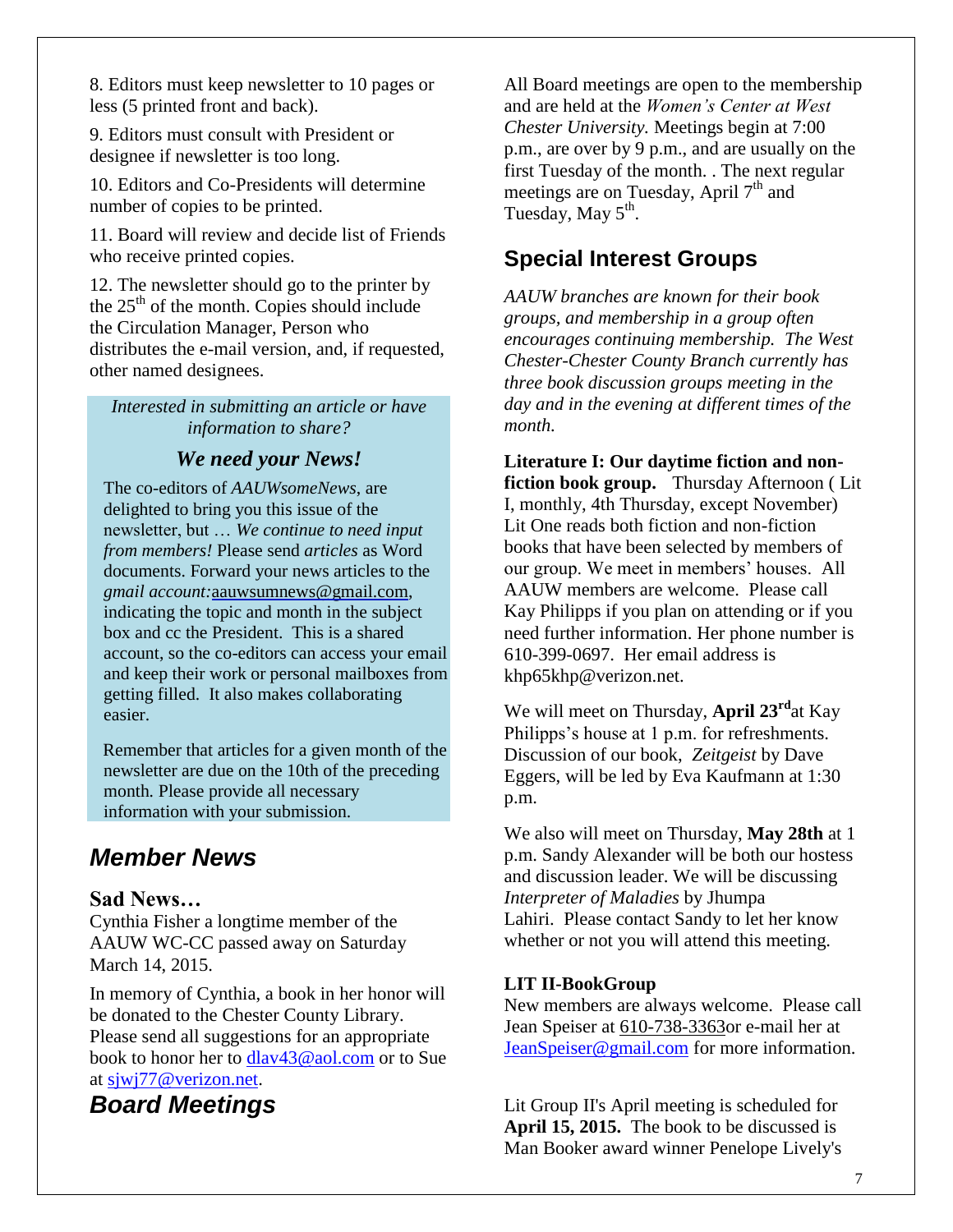8. Editors must keep newsletter to 10 pages or less (5 printed front and back).

9. Editors must consult with President or designee if newsletter is too long.

10. Editors and Co-Presidents will determine number of copies to be printed.

11. Board will review and decide list of Friends who receive printed copies.

12. The newsletter should go to the printer by the 25th of the month. Copies should include the Circulation Manager, Person who distributes the e-mail version, and, if requested, other named designees.

*Interested in submitting an article or have information to share?*

***We need your News!***

The co-editors of *AAUWsomeNews*, are delighted to bring you this issue of the newsletter, but … *We continue to need input from members!* Please send *articles* as Word documents. Forward your news articles to the *gmail account:*aauwsumnews@gmail.com, indicating the topic and month in the subject box and cc the President. This is a shared account, so the co-editors can access your email and keep their work or personal mailboxes from getting filled. It also makes collaborating easier.

Remember that articles for a given month of the newsletter are due on the 10th of the preceding month. Please provide all necessary information with your submission.

## *Member News*

### Sad News…

Cynthia Fisher a longtime member of the AAUW WC-CC passed away on Saturday March 14, 2015.

In memory of Cynthia, a book in her honor will be donated to the Chester County Library. Please send all suggestions for an appropriate book to honor her to dlav43@aol.com or to Sue at sjwj77@verizon.net.

## *Board Meetings*

All Board meetings are open to the membership and are held at the *Women's Center at West Chester University.* Meetings begin at 7:00 p.m., are over by 9 p.m., and are usually on the first Tuesday of the month. . The next regular meetings are on Tuesday, April 7th and Tuesday, May 5th.

## Special Interest Groups

*AAUW branches are known for their book groups, and membership in a group often encourages continuing membership. The West Chester-Chester County Branch currently has three book discussion groups meeting in the day and in the evening at different times of the month.*

**Literature I: Our daytime fiction and non-fiction book group.** Thursday Afternoon ( Lit I, monthly, 4th Thursday, except November) Lit One reads both fiction and non-fiction books that have been selected by members of our group. We meet in members' houses. All AAUW members are welcome. Please call Kay Philipps if you plan on attending or if you need further information. Her phone number is 610-399-0697. Her email address is khp65khp@verizon.net.

We will meet on Thursday, **April 23rd**at Kay Philipps's house at 1 p.m. for refreshments. Discussion of our book, *Zeitgeist* by Dave Eggers, will be led by Eva Kaufmann at 1:30 p.m.

We also will meet on Thursday, **May 28th** at 1 p.m. Sandy Alexander will be both our hostess and discussion leader. We will be discussing *Interpreter of Maladies* by Jhumpa Lahiri. Please contact Sandy to let her know whether or not you will attend this meeting.

**LIT II-BookGroup**

New members are always welcome. Please call Jean Speiser at 610-738-3363or e-mail her at JeanSpeiser@gmail.com for more information.

Lit Group II's April meeting is scheduled for **April 15, 2015.** The book to be discussed is Man Booker award winner Penelope Lively's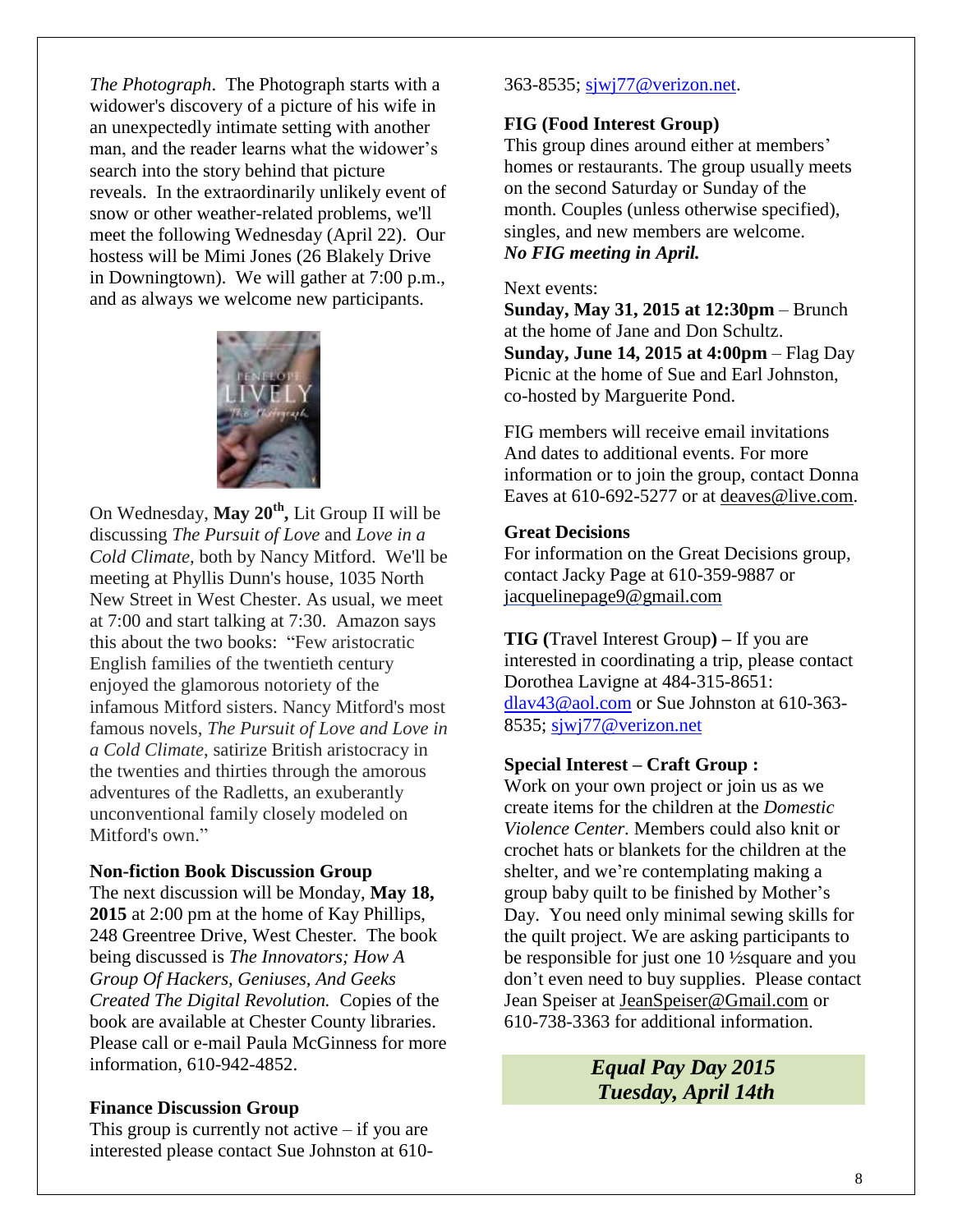*The Photograph*. The Photograph starts with a widower's discovery of a picture of his wife in an unexpectedly intimate setting with another man, and the reader learns what the widower's search into the story behind that picture reveals. In the extraordinarily unlikely event of snow or other weather-related problems, we'll meet the following Wednesday (April 22). Our hostess will be Mimi Jones (26 Blakely Drive in Downingtown). We will gather at 7:00 p.m., and as always we welcome new participants.

On Wednesday, **May 20th,** Lit Group II will be discussing *The Pursuit of Love* and *Love in a Cold Climate*, both by Nancy Mitford. We'll be meeting at Phyllis Dunn's house, 1035 North New Street in West Chester. As usual, we meet at 7:00 and start talking at 7:30. Amazon says this about the two books: "Few aristocratic English families of the twentieth century enjoyed the glamorous notoriety of the infamous Mitford sisters. Nancy Mitford's most famous novels, *The Pursuit of Love and Love in a Cold Climate*, satirize British aristocracy in the twenties and thirties through the amorous adventures of the Radletts, an exuberantly unconventional family closely modeled on Mitford's own."

### Non-fiction Book Discussion Group

The next discussion will be Monday, **May 18, 2015** at 2:00 pm at the home of Kay Phillips, 248 Greentree Drive, West Chester. The book being discussed is *The Innovators; How A Group Of Hackers, Geniuses, And Geeks Created The Digital Revolution.* Copies of the book are available at Chester County libraries. Please call or e-mail Paula McGinness for more information, 610-942-4852.

### Finance Discussion Group

This group is currently not active – if you are interested please contact Sue Johnston at 610-363-8535; sjwj77@verizon.net.

### FIG (Food Interest Group)

This group dines around either at members' homes or restaurants. The group usually meets on the second Saturday or Sunday of the month. Couples (unless otherwise specified), singles, and new members are welcome.
***No FIG meeting in April.***

Next events:
**Sunday, May 31, 2015 at 12:30pm** – Brunch at the home of Jane and Don Schultz.
**Sunday, June 14, 2015 at 4:00pm** – Flag Day Picnic at the home of Sue and Earl Johnston, co-hosted by Marguerite Pond.

FIG members will receive email invitations And dates to additional events. For more information or to join the group, contact Donna Eaves at 610-692-5277 or at deaves@live.com.

### Great Decisions

For information on the Great Decisions group, contact Jacky Page at 610-359-9887 or jacquelinepage9@gmail.com

**TIG (**Travel Interest Group**) –** If you are interested in coordinating a trip, please contact Dorothea Lavigne at 484-315-8651: dlav43@aol.com or Sue Johnston at 610-363-8535; sjwj77@verizon.net

### Special Interest – Craft Group :

Work on your own project or join us as we create items for the children at the *Domestic Violence Center.* Members could also knit or crochet hats or blankets for the children at the shelter, and we're contemplating making a group baby quilt to be finished by Mother's Day. You need only minimal sewing skills for the quilt project. We are asking participants to be responsible for just one 10 ½square and you don't even need to buy supplies. Please contact Jean Speiser at JeanSpeiser@Gmail.com or 610-738-3363 for additional information.

***Equal Pay Day 2015***
***Tuesday, April 14th***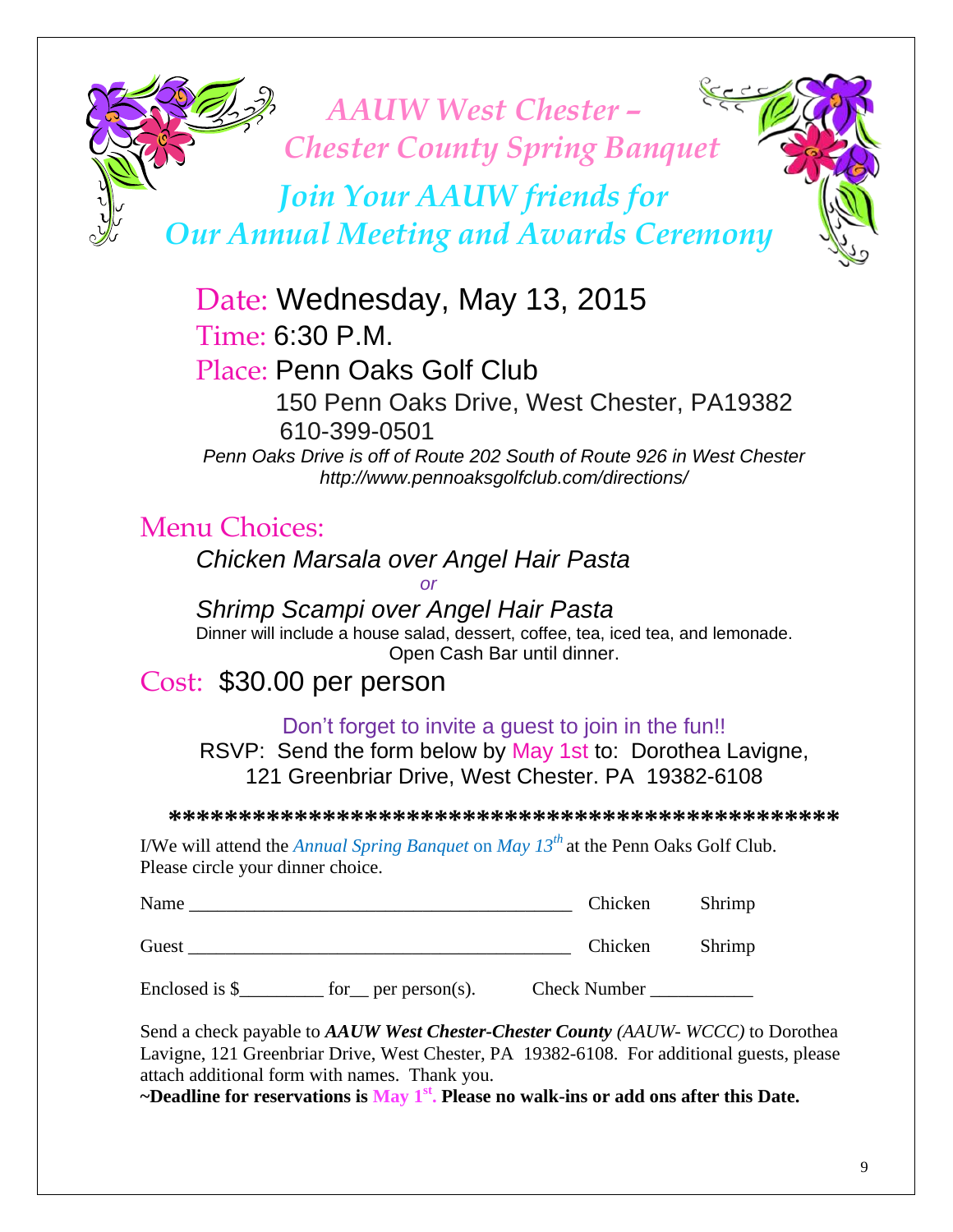# AAUW West Chester – Chester County Spring Banquet

## *Join Your AAUW friends for Our Annual Meeting and Awards Ceremony*

Date: Wednesday, May 13, 2015

Time: 6:30 P.M.

Place: Penn Oaks Golf Club

150 Penn Oaks Drive, West Chester, PA19382

610-399-0501

*Penn Oaks Drive is off of Route 202 South of Route 926 in West Chester*

*http://www.pennoaksgolfclub.com/directions/*

## Menu Choices:

*Chicken Marsala over Angel Hair Pasta*

*or*

*Shrimp Scampi over Angel Hair Pasta*

Dinner will include a house salad, dessert, coffee, tea, iced tea, and lemonade.

Open Cash Bar until dinner.

Cost: $30.00 per person

Don't forget to invite a guest to join in the fun!!

RSVP: Send the form below by May 1st to: Dorothea Lavigne, 121 Greenbriar Drive, West Chester. PA 19382-6108

**************************************************

I/We will attend the *Annual Spring Banquet* on *May 13th* at the Penn Oaks Golf Club. Please circle your dinner choice.

Name __________________________________________ Chicken Shrimp

Guest __________________________________________ Chicken Shrimp

Enclosed is $_________ for__ per person(s). Check Number ___________

Send a check payable to ***AAUW West Chester-Chester County*** *(AAUW- WCCC)* to Dorothea Lavigne, 121 Greenbriar Drive, West Chester, PA 19382-6108. For additional guests, please attach additional form with names. Thank you.

**~Deadline for reservations is May 1st. Please no walk-ins or add ons after this Date.**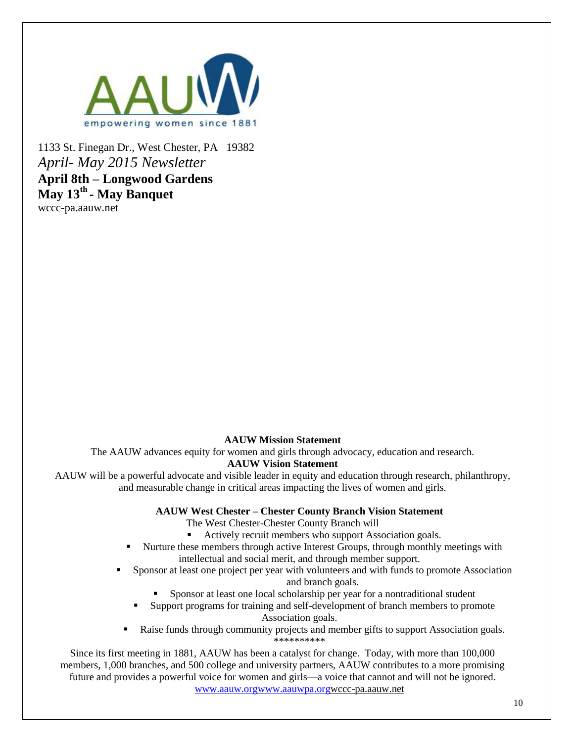AAUW

empowering women since 1881

1133 St. Finegan Dr., West Chester, PA 19382

*April- May 2015 Newsletter*

**April 8th – Longwood Gardens**

**May 13th - May Banquet**

wccc-pa.aauw.net

**AAUW Mission Statement**

The AAUW advances equity for women and girls through advocacy, education and research.

**AAUW Vision Statement**

AAUW will be a powerful advocate and visible leader in equity and education through research, philanthropy, and measurable change in critical areas impacting the lives of women and girls.

**AAUW West Chester – Chester County Branch Vision Statement**

The West Chester-Chester County Branch will

- Actively recruit members who support Association goals.
- Nurture these members through active Interest Groups, through monthly meetings with intellectual and social merit, and through member support.
- Sponsor at least one project per year with volunteers and with funds to promote Association and branch goals.
- Sponsor at least one local scholarship per year for a nontraditional student
- Support programs for training and self-development of branch members to promote Association goals.
- Raise funds through community projects and member gifts to support Association goals.

**********

Since its first meeting in 1881, AAUW has been a catalyst for change. Today, with more than 100,000 members, 1,000 branches, and 500 college and university partners, AAUW contributes to a more promising future and provides a powerful voice for women and girls—a voice that cannot and will not be ignored.

www.aauw.orgwww.aauwpa.orgwccc-pa.aauw.net